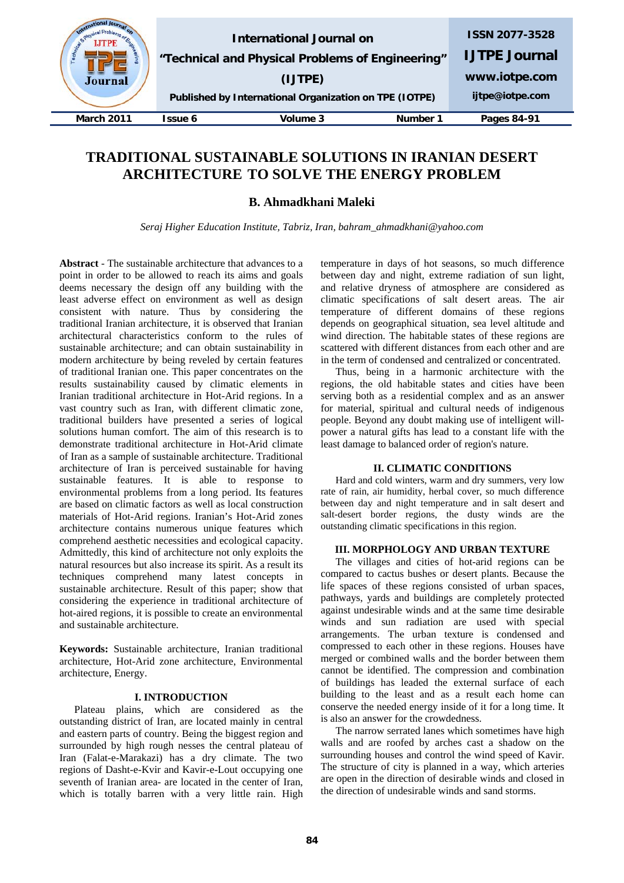# TRADITIONAL SUSTAINABLE SOLUTIONS IN IRANIAN DESERT ARCHITECTURE TO SOLVE THE ENERGY PROBLEM

### B. Ahmadkhani Maleki

*Seraj Higher Education Institute, Tabriz, Iran, bahram_ahmadkhani@yahoo.com*

**Abstract** - The sustainable architecture that advances to a point in order to be allowed to reach its aims and goals deems necessary the design off any building with the least adverse effect on environment as well as design consistent with nature. Thus by considering the traditional Iranian architecture, it is observed that Iranian architectural characteristics conform to the rules of sustainable architecture; and can obtain sustainability in modern architecture by being reveled by certain features of traditional Iranian one. This paper concentrates on the results sustainability caused by climatic elements in Iranian traditional architecture in Hot-Arid regions. In a vast country such as Iran, with different climatic zone, traditional builders have presented a series of logical solutions human comfort. The aim of this research is to demonstrate traditional architecture in Hot-Arid climate of Iran as a sample of sustainable architecture. Traditional architecture of Iran is perceived sustainable for having sustainable features. It is able to response to environmental problems from a long period. Its features are based on climatic factors as well as local construction materials of Hot-Arid regions. Iranian's Hot-Arid zones architecture contains numerous unique features which comprehend aesthetic necessities and ecological capacity. Admittedly, this kind of architecture not only exploits the natural resources but also increase its spirit. As a result its techniques comprehend many latest concepts in sustainable architecture. Result of this paper; show that considering the experience in traditional architecture of hot-aired regions, it is possible to create an environmental and sustainable architecture.

**Keywords:** Sustainable architecture, Iranian traditional architecture, Hot-Arid zone architecture, Environmental architecture, Energy.

## I. INTRODUCTION

Plateau plains, which are considered as the outstanding district of Iran, are located mainly in central and eastern parts of country. Being the biggest region and surrounded by high rough nesses the central plateau of Iran (Falat-e-Marakazi) has a dry climate. The two regions of Dasht-e-Kvir and Kavir-e-Lout occupying one seventh of Iranian area- are located in the center of Iran, which is totally barren with a very little rain. High temperature in days of hot seasons, so much difference between day and night, extreme radiation of sun light, and relative dryness of atmosphere are considered as climatic specifications of salt desert areas. The air temperature of different domains of these regions depends on geographical situation, sea level altitude and wind direction. The habitable states of these regions are scattered with different distances from each other and are in the term of condensed and centralized or concentrated.

Thus, being in a harmonic architecture with the regions, the old habitable states and cities have been serving both as a residential complex and as an answer for material, spiritual and cultural needs of indigenous people. Beyond any doubt making use of intelligent will-power a natural gifts has lead to a constant life with the least damage to balanced order of region's nature.

## II. CLIMATIC CONDITIONS

Hard and cold winters, warm and dry summers, very low rate of rain, air humidity, herbal cover, so much difference between day and night temperature and in salt desert and salt-desert border regions, the dusty winds are the outstanding climatic specifications in this region.

## III. MORPHOLOGY AND URBAN TEXTURE

The villages and cities of hot-arid regions can be compared to cactus bushes or desert plants. Because the life spaces of these regions consisted of urban spaces, pathways, yards and buildings are completely protected against undesirable winds and at the same time desirable winds and sun radiation are used with special arrangements. The urban texture is condensed and compressed to each other in these regions. Houses have merged or combined walls and the border between them cannot be identified. The compression and combination of buildings has leaded the external surface of each building to the least and as a result each home can conserve the needed energy inside of it for a long time. It is also an answer for the crowdedness.

The narrow serrated lanes which sometimes have high walls and are roofed by arches cast a shadow on the surrounding houses and control the wind speed of Kavir. The structure of city is planned in a way, which arteries are open in the direction of desirable winds and closed in the direction of undesirable winds and sand storms.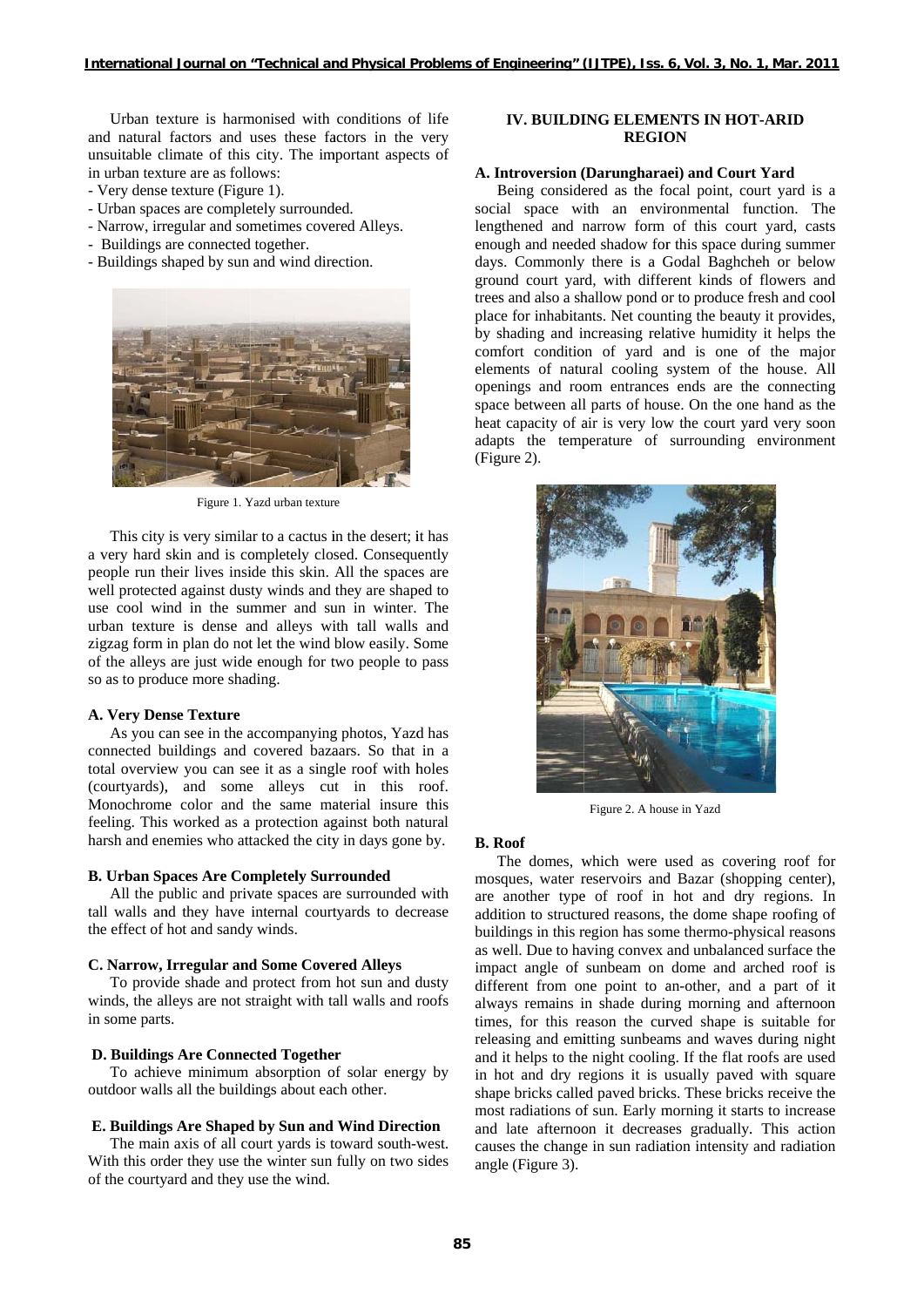Urban texture is harmonised with conditions of life and natural factors and uses these factors in the very unsuitable climate of this city. The important aspects of in urban texture are as follows:

- Very dense texture (Figure 1).
- Urban spaces are completely surrounded.
- Narrow, irregular and sometimes covered Alleys.
- Buildings are connected together.
- Buildings shaped by sun and wind direction.

Figure 1. Yazd urban texture

This city is very similar to a cactus in the desert; it has a very hard skin and is completely closed. Consequently people run their lives inside this skin. All the spaces are well protected against dusty winds and they are shaped to use cool wind in the summer and sun in winter. The urban texture is dense and alleys with tall walls and zigzag form in plan do not let the wind blow easily. Some of the alleys are just wide enough for two people to pass so as to produce more shading.

### A. Very Dense Texture

As you can see in the accompanying photos, Yazd has connected buildings and covered bazaars. So that in a total overview you can see it as a single roof with holes (courtyards), and some alleys cut in this roof. Monochrome color and the same material insure this feeling. This worked as a protection against both natural harsh and enemies who attacked the city in days gone by.

### B. Urban Spaces Are Completely Surrounded

All the public and private spaces are surrounded with tall walls and they have internal courtyards to decrease the effect of hot and sandy winds.

### C. Narrow, Irregular and Some Covered Alleys

To provide shade and protect from hot sun and dusty winds, the alleys are not straight with tall walls and roofs in some parts.

### D. Buildings Are Connected Together

To achieve minimum absorption of solar energy by outdoor walls all the buildings about each other.

### E. Buildings Are Shaped by Sun and Wind Direction

The main axis of all court yards is toward south-west. With this order they use the winter sun fully on two sides of the courtyard and they use the wind.

## IV. BUILDING ELEMENTS IN HOT-ARID REGION

### A. Introversion (Darungharaei) and Court Yard

Being considered as the focal point, court yard is a social space with an environmental function. The lengthened and narrow form of this court yard, casts enough and needed shadow for this space during summer days. Commonly there is a Godal Baghcheh or below ground court yard, with different kinds of flowers and trees and also a shallow pond or to produce fresh and cool place for inhabitants. Net counting the beauty it provides, by shading and increasing relative humidity it helps the comfort condition of yard and is one of the major elements of natural cooling system of the house. All openings and room entrances ends are the connecting space between all parts of house. On the one hand as the heat capacity of air is very low the court yard very soon adapts the temperature of surrounding environment (Figure 2).

Figure 2. A house in Yazd

### B. Roof

The domes, which were used as covering roof for mosques, water reservoirs and Bazar (shopping center), are another type of roof in hot and dry regions. In addition to structured reasons, the dome shape roofing of buildings in this region has some thermo-physical reasons as well. Due to having convex and unbalanced surface the impact angle of sunbeam on dome and arched roof is different from one point to an-other, and a part of it always remains in shade during morning and afternoon times, for this reason the curved shape is suitable for releasing and emitting sunbeams and waves during night and it helps to the night cooling. If the flat roofs are used in hot and dry regions it is usually paved with square shape bricks called paved bricks. These bricks receive the most radiations of sun. Early morning it starts to increase and late afternoon it decreases gradually. This action causes the change in sun radiation intensity and radiation angle (Figure 3).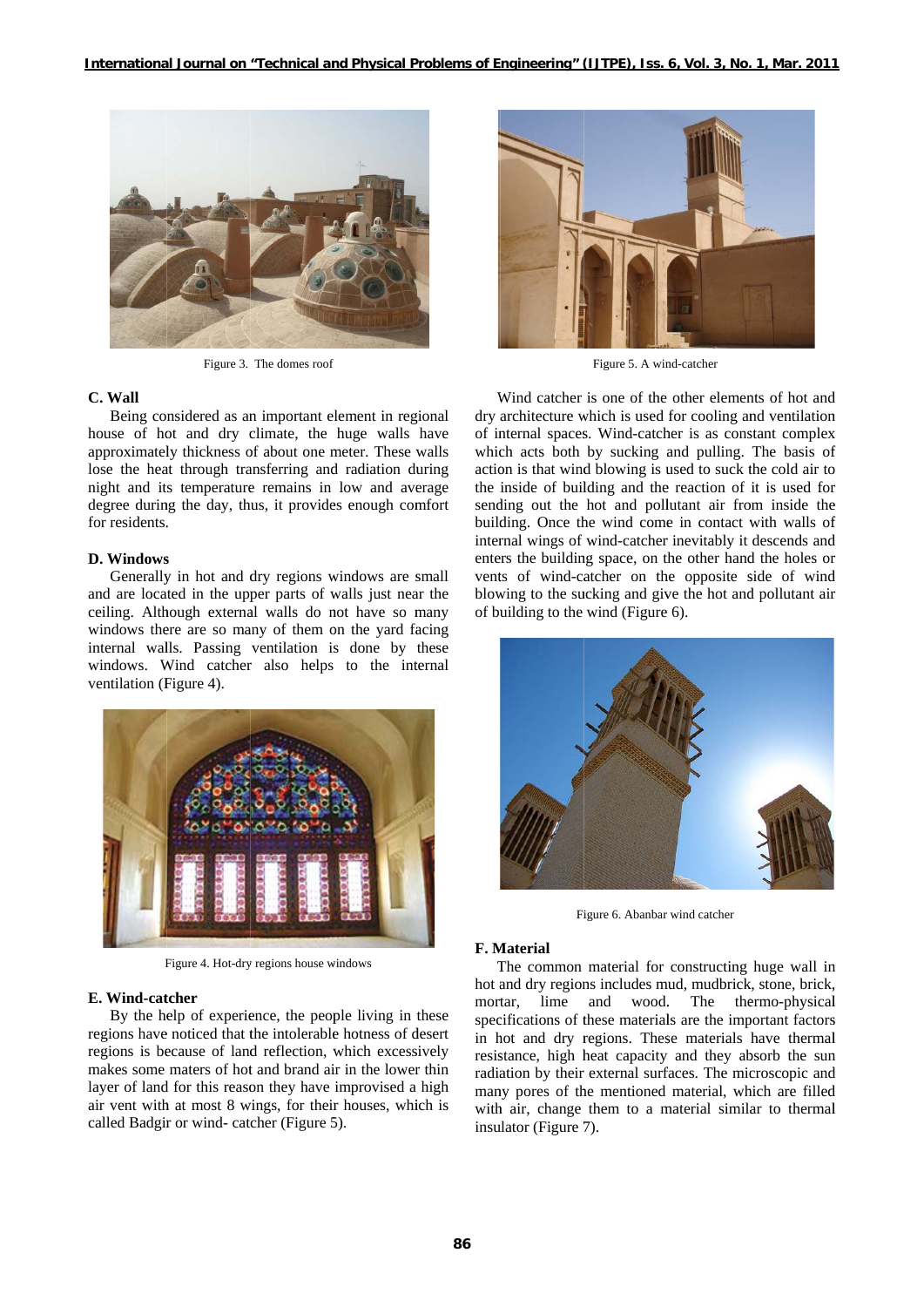Figure 3. The domes roof

### C. Wall

Being considered as an important element in regional house of hot and dry climate, the huge walls have approximately thickness of about one meter. These walls lose the heat through transferring and radiation during night and its temperature remains in low and average degree during the day, thus, it provides enough comfort for residents.

### D. Windows

Generally in hot and dry regions windows are small and are located in the upper parts of walls just near the ceiling. Although external walls do not have so many windows there are so many of them on the yard facing internal walls. Passing ventilation is done by these windows. Wind catcher also helps to the internal ventilation (Figure 4).

Figure 4. Hot-dry regions house windows

### E. Wind-catcher

By the help of experience, the people living in these regions have noticed that the intolerable hotness of desert regions is because of land reflection, which excessively makes some maters of hot and brand air in the lower thin layer of land for this reason they have improvised a high air vent with at most 8 wings, for their houses, which is called Badgir or wind- catcher (Figure 5).

Figure 5. A wind-catcher

Wind catcher is one of the other elements of hot and dry architecture which is used for cooling and ventilation of internal spaces. Wind-catcher is as constant complex which acts both by sucking and pulling. The basis of action is that wind blowing is used to suck the cold air to the inside of building and the reaction of it is used for sending out the hot and pollutant air from inside the building. Once the wind come in contact with walls of internal wings of wind-catcher inevitably it descends and enters the building space, on the other hand the holes or vents of wind-catcher on the opposite side of wind blowing to the sucking and give the hot and pollutant air of building to the wind (Figure 6).

Figure 6. Abanbar wind catcher

### F. Material

The common material for constructing huge wall in hot and dry regions includes mud, mudbrick, stone, brick, mortar, lime and wood. The thermo-physical specifications of these materials are the important factors in hot and dry regions. These materials have thermal resistance, high heat capacity and they absorb the sun radiation by their external surfaces. The microscopic and many pores of the mentioned material, which are filled with air, change them to a material similar to thermal insulator (Figure 7).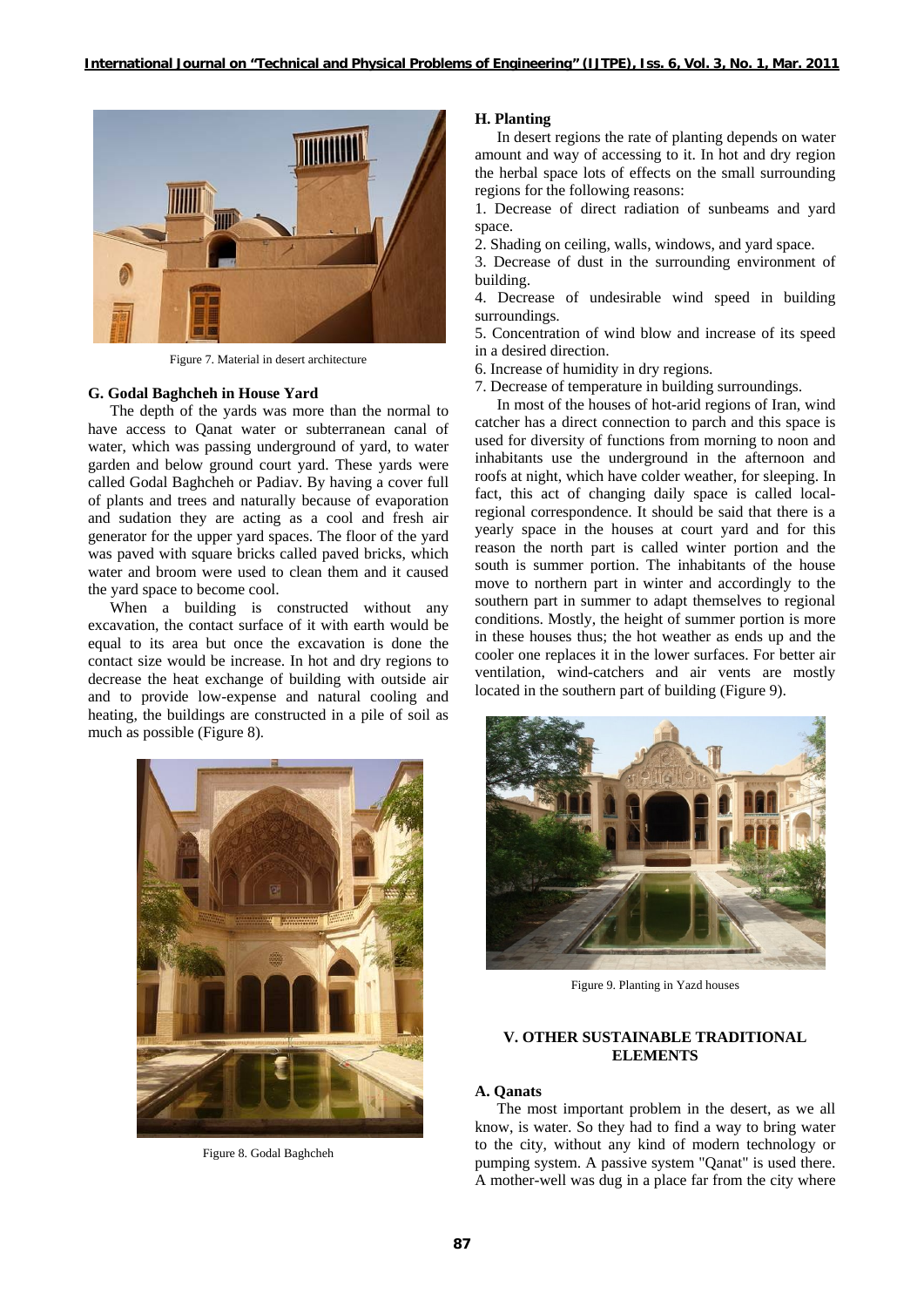Figure 7. Material in desert architecture

### G. Godal Baghcheh in House Yard

The depth of the yards was more than the normal to have access to Qanat water or subterranean canal of water, which was passing underground of yard, to water garden and below ground court yard. These yards were called Godal Baghcheh or Padiav. By having a cover full of plants and trees and naturally because of evaporation and sudation they are acting as a cool and fresh air generator for the upper yard spaces. The floor of the yard was paved with square bricks called paved bricks, which water and broom were used to clean them and it caused the yard space to become cool.

When a building is constructed without any excavation, the contact surface of it with earth would be equal to its area but once the excavation is done the contact size would be increase. In hot and dry regions to decrease the heat exchange of building with outside air and to provide low-expense and natural cooling and heating, the buildings are constructed in a pile of soil as much as possible (Figure 8).

Figure 8. Godal Baghcheh

### H. Planting

In desert regions the rate of planting depends on water amount and way of accessing to it. In hot and dry region the herbal space lots of effects on the small surrounding regions for the following reasons:

1. Decrease of direct radiation of sunbeams and yard space.
2. Shading on ceiling, walls, windows, and yard space.
3. Decrease of dust in the surrounding environment of building.
4. Decrease of undesirable wind speed in building surroundings.
5. Concentration of wind blow and increase of its speed in a desired direction.
6. Increase of humidity in dry regions.
7. Decrease of temperature in building surroundings.

In most of the houses of hot-arid regions of Iran, wind catcher has a direct connection to parch and this space is used for diversity of functions from morning to noon and inhabitants use the underground in the afternoon and roofs at night, which have colder weather, for sleeping. In fact, this act of changing daily space is called local-regional correspondence. It should be said that there is a yearly space in the houses at court yard and for this reason the north part is called winter portion and the south is summer portion. The inhabitants of the house move to northern part in winter and accordingly to the southern part in summer to adapt themselves to regional conditions. Mostly, the height of summer portion is more in these houses thus; the hot weather as ends up and the cooler one replaces it in the lower surfaces. For better air ventilation, wind-catchers and air vents are mostly located in the southern part of building (Figure 9).

Figure 9. Planting in Yazd houses

## V. OTHER SUSTAINABLE TRADITIONAL ELEMENTS

### A. Qanats

The most important problem in the desert, as we all know, is water. So they had to find a way to bring water to the city, without any kind of modern technology or pumping system. A passive system "Qanat" is used there. A mother-well was dug in a place far from the city where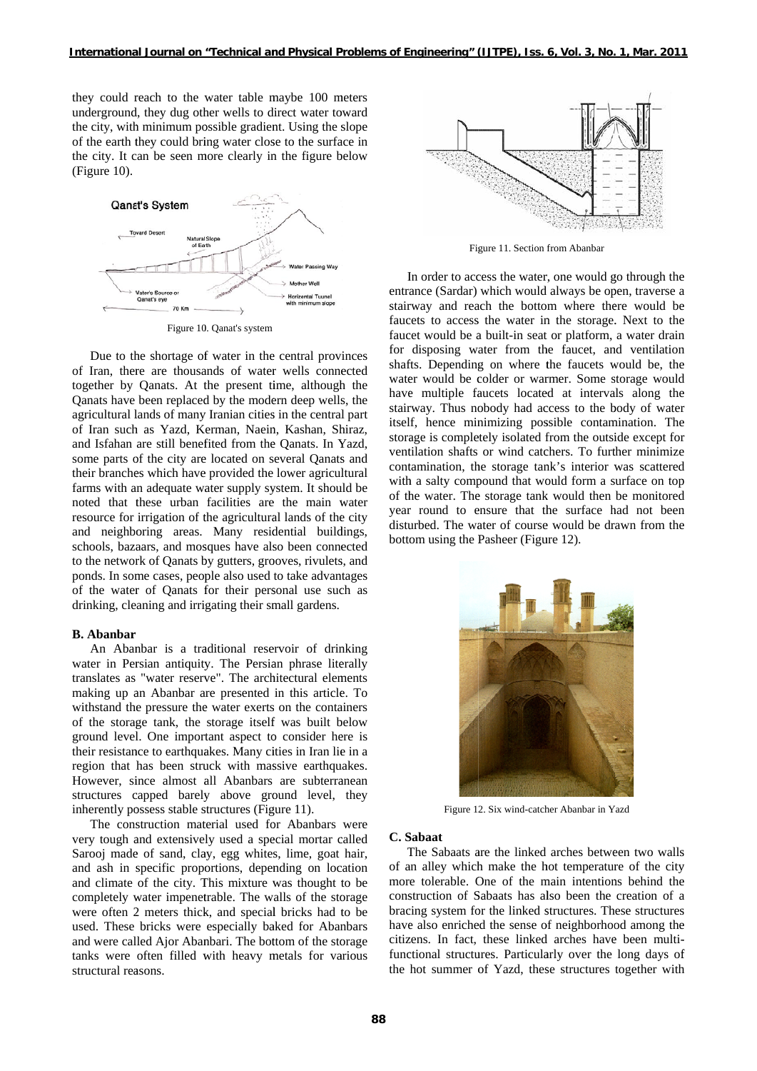they could reach to the water table maybe 100 meters underground, they dug other wells to direct water toward the city, with minimum possible gradient. Using the slope of the earth they could bring water close to the surface in the city. It can be seen more clearly in the figure below (Figure 10).

Figure 10. Qanat's system

Due to the shortage of water in the central provinces of Iran, there are thousands of water wells connected together by Qanats. At the present time, although the Qanats have been replaced by the modern deep wells, the agricultural lands of many Iranian cities in the central part of Iran such as Yazd, Kerman, Naein, Kashan, Shiraz, and Isfahan are still benefited from the Qanats. In Yazd, some parts of the city are located on several Qanats and their branches which have provided the lower agricultural farms with an adequate water supply system. It should be noted that these urban facilities are the main water resource for irrigation of the agricultural lands of the city and neighboring areas. Many residential buildings, schools, bazaars, and mosques have also been connected to the network of Qanats by gutters, grooves, rivulets, and ponds. In some cases, people also used to take advantages of the water of Qanats for their personal use such as drinking, cleaning and irrigating their small gardens.

### B. Abanbar

An Abanbar is a traditional reservoir of drinking water in Persian antiquity. The Persian phrase literally translates as "water reserve". The architectural elements making up an Abanbar are presented in this article. To withstand the pressure the water exerts on the containers of the storage tank, the storage itself was built below ground level. One important aspect to consider here is their resistance to earthquakes. Many cities in Iran lie in a region that has been struck with massive earthquakes. However, since almost all Abanbars are subterranean structures capped barely above ground level, they inherently possess stable structures (Figure 11).

The construction material used for Abanbars were very tough and extensively used a special mortar called Sarooj made of sand, clay, egg whites, lime, goat hair, and ash in specific proportions, depending on location and climate of the city. This mixture was thought to be completely water impenetrable. The walls of the storage were often 2 meters thick, and special bricks had to be used. These bricks were especially baked for Abanbars and were called Ajor Abanbari. The bottom of the storage tanks were often filled with heavy metals for various structural reasons.

Figure 11. Section from Abanbar

In order to access the water, one would go through the entrance (Sardar) which would always be open, traverse a stairway and reach the bottom where there would be faucets to access the water in the storage. Next to the faucet would be a built-in seat or platform, a water drain for disposing water from the faucet, and ventilation shafts. Depending on where the faucets would be, the water would be colder or warmer. Some storage would have multiple faucets located at intervals along the stairway. Thus nobody had access to the body of water itself, hence minimizing possible contamination. The storage is completely isolated from the outside except for ventilation shafts or wind catchers. To further minimize contamination, the storage tank's interior was scattered with a salty compound that would form a surface on top of the water. The storage tank would then be monitored year round to ensure that the surface had not been disturbed. The water of course would be drawn from the bottom using the Pasheer (Figure 12).

Figure 12. Six wind-catcher Abanbar in Yazd

### C. Sabaat

The Sabaats are the linked arches between two walls of an alley which make the hot temperature of the city more tolerable. One of the main intentions behind the construction of Sabaats has also been the creation of a bracing system for the linked structures. These structures have also enriched the sense of neighborhood among the citizens. In fact, these linked arches have been multi-functional structures. Particularly over the long days of the hot summer of Yazd, these structures together with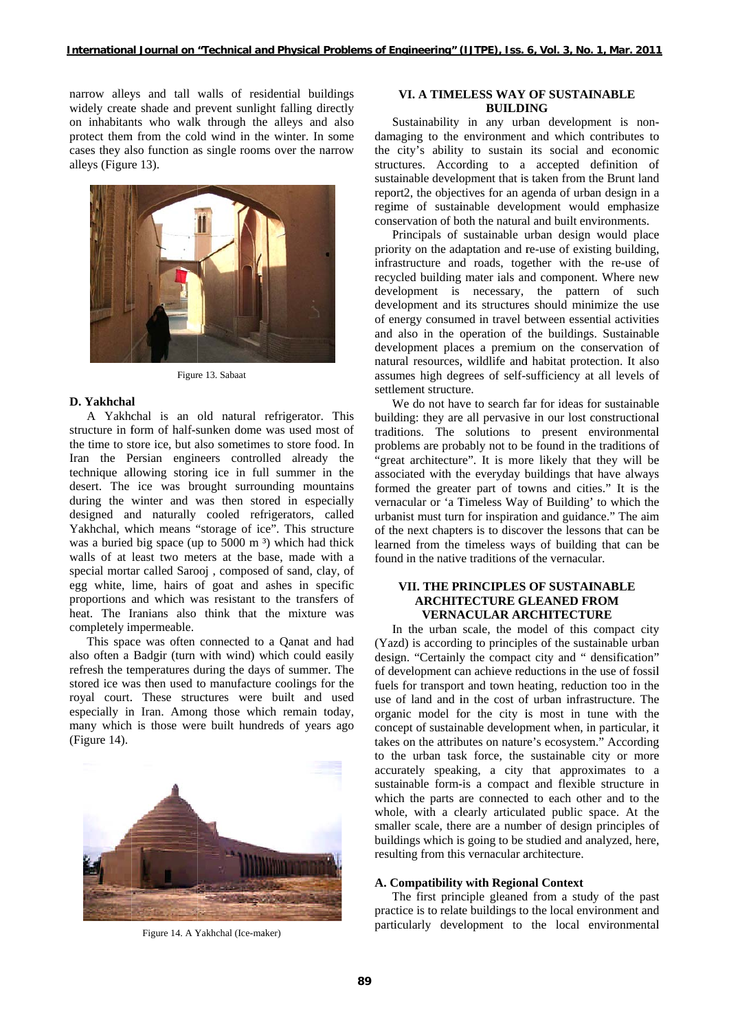narrow alleys and tall walls of residential buildings widely create shade and prevent sunlight falling directly on inhabitants who walk through the alleys and also protect them from the cold wind in the winter. In some cases they also function as single rooms over the narrow alleys (Figure 13).

Figure 13. Sabaat

### D. Yakhchal

A Yakhchal is an old natural refrigerator. This structure in form of half-sunken dome was used most of the time to store ice, but also sometimes to store food. In Iran the Persian engineers controlled already the technique allowing storing ice in full summer in the desert. The ice was brought surrounding mountains during the winter and was then stored in especially designed and naturally cooled refrigerators, called Yakhchal, which means "storage of ice". This structure was a buried big space (up to 5000 $m^3$) which had thick walls of at least two meters at the base, made with a special mortar called Sarooj , composed of sand, clay, of egg white, lime, hairs of goat and ashes in specific proportions and which was resistant to the transfers of heat. The Iranians also think that the mixture was completely impermeable.

This space was often connected to a Qanat and had also often a Badgir (turn with wind) which could easily refresh the temperatures during the days of summer. The stored ice was then used to manufacture coolings for the royal court. These structures were built and used especially in Iran. Among those which remain today, many which is those were built hundreds of years ago (Figure 14).

Figure 14. A Yakhchal (Ice-maker)

## VI. A TIMELESS WAY OF SUSTAINABLE BUILDING

Sustainability in any urban development is non-damaging to the environment and which contributes to the city's ability to sustain its social and economic structures. According to a accepted definition of sustainable development that is taken from the Brunt land report2, the objectives for an agenda of urban design in a regime of sustainable development would emphasize conservation of both the natural and built environments.

Principals of sustainable urban design would place priority on the adaptation and re-use of existing building, infrastructure and roads, together with the re-use of recycled building mater ials and component. Where new development is necessary, the pattern of such development and its structures should minimize the use of energy consumed in travel between essential activities and also in the operation of the buildings. Sustainable development places a premium on the conservation of natural resources, wildlife and habitat protection. It also assumes high degrees of self-sufficiency at all levels of settlement structure.

We do not have to search far for ideas for sustainable building: they are all pervasive in our lost constructional traditions. The solutions to present environmental problems are probably not to be found in the traditions of "great architecture". It is more likely that they will be associated with the everyday buildings that have always formed the greater part of towns and cities." It is the vernacular or 'a Timeless Way of Building' to which the urbanist must turn for inspiration and guidance." The aim of the next chapters is to discover the lessons that can be learned from the timeless ways of building that can be found in the native traditions of the vernacular.

## VII. THE PRINCIPLES OF SUSTAINABLE ARCHITECTURE GLEANED FROM VERNACULAR ARCHITECTURE

In the urban scale, the model of this compact city (Yazd) is according to principles of the sustainable urban design. "Certainly the compact city and " densification" of development can achieve reductions in the use of fossil fuels for transport and town heating, reduction too in the use of land and in the cost of urban infrastructure. The organic model for the city is most in tune with the concept of sustainable development when, in particular, it takes on the attributes on nature's ecosystem." According to the urban task force, the sustainable city or more accurately speaking, a city that approximates to a sustainable form-is a compact and flexible structure in which the parts are connected to each other and to the whole, with a clearly articulated public space. At the smaller scale, there are a number of design principles of buildings which is going to be studied and analyzed, here, resulting from this vernacular architecture.

### A. Compatibility with Regional Context

The first principle gleaned from a study of the past practice is to relate buildings to the local environment and particularly development to the local environmental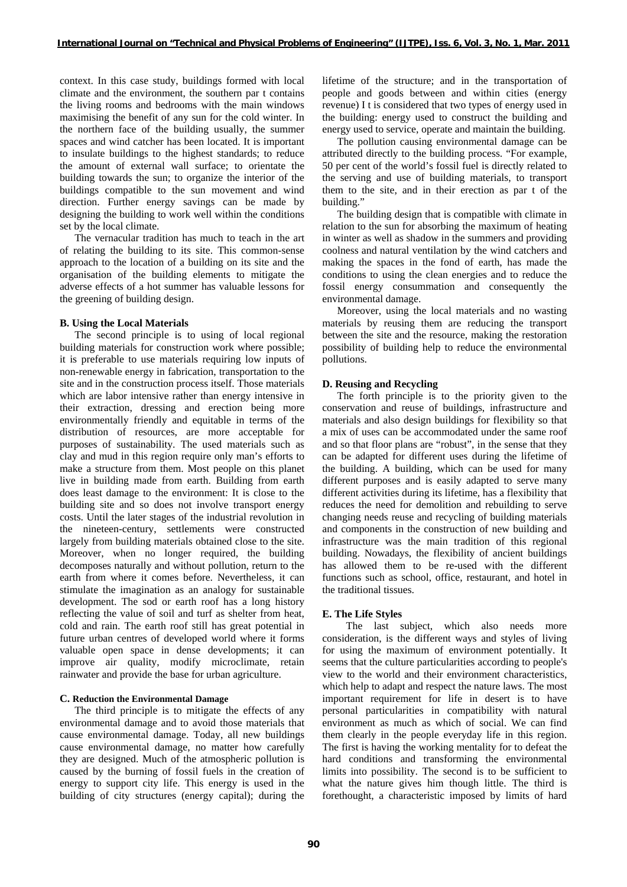context. In this case study, buildings formed with local climate and the environment, the southern par t contains the living rooms and bedrooms with the main windows maximising the benefit of any sun for the cold winter. In the northern face of the building usually, the summer spaces and wind catcher has been located. It is important to insulate buildings to the highest standards; to reduce the amount of external wall surface; to orientate the building towards the sun; to organize the interior of the buildings compatible to the sun movement and wind direction. Further energy savings can be made by designing the building to work well within the conditions set by the local climate.

The vernacular tradition has much to teach in the art of relating the building to its site. This common-sense approach to the location of a building on its site and the organisation of the building elements to mitigate the adverse effects of a hot summer has valuable lessons for the greening of building design.

### B. Using the Local Materials

The second principle is to using of local regional building materials for construction work where possible; it is preferable to use materials requiring low inputs of non-renewable energy in fabrication, transportation to the site and in the construction process itself. Those materials which are labor intensive rather than energy intensive in their extraction, dressing and erection being more environmentally friendly and equitable in terms of the distribution of resources, are more acceptable for purposes of sustainability. The used materials such as clay and mud in this region require only man's efforts to make a structure from them. Most people on this planet live in building made from earth. Building from earth does least damage to the environment: It is close to the building site and so does not involve transport energy costs. Until the later stages of the industrial revolution in the nineteen-century, settlements were constructed largely from building materials obtained close to the site. Moreover, when no longer required, the building decomposes naturally and without pollution, return to the earth from where it comes before. Nevertheless, it can stimulate the imagination as an analogy for sustainable development. The sod or earth roof has a long history reflecting the value of soil and turf as shelter from heat, cold and rain. The earth roof still has great potential in future urban centres of developed world where it forms valuable open space in dense developments; it can improve air quality, modify microclimate, retain rainwater and provide the base for urban agriculture.

### C. Reduction the Environmental Damage

The third principle is to mitigate the effects of any environmental damage and to avoid those materials that cause environmental damage. Today, all new buildings cause environmental damage, no matter how carefully they are designed. Much of the atmospheric pollution is caused by the burning of fossil fuels in the creation of energy to support city life. This energy is used in the building of city structures (energy capital); during the lifetime of the structure; and in the transportation of people and goods between and within cities (energy revenue) I t is considered that two types of energy used in the building: energy used to construct the building and energy used to service, operate and maintain the building.

The pollution causing environmental damage can be attributed directly to the building process. "For example, 50 per cent of the world's fossil fuel is directly related to the serving and use of building materials, to transport them to the site, and in their erection as par t of the building."

The building design that is compatible with climate in relation to the sun for absorbing the maximum of heating in winter as well as shadow in the summers and providing coolness and natural ventilation by the wind catchers and making the spaces in the fond of earth, has made the conditions to using the clean energies and to reduce the fossil energy consummation and consequently the environmental damage.

Moreover, using the local materials and no wasting materials by reusing them are reducing the transport between the site and the resource, making the restoration possibility of building help to reduce the environmental pollutions.

### D. Reusing and Recycling

The forth principle is to the priority given to the conservation and reuse of buildings, infrastructure and materials and also design buildings for flexibility so that a mix of uses can be accommodated under the same roof and so that floor plans are "robust", in the sense that they can be adapted for different uses during the lifetime of the building. A building, which can be used for many different purposes and is easily adapted to serve many different activities during its lifetime, has a flexibility that reduces the need for demolition and rebuilding to serve changing needs reuse and recycling of building materials and components in the construction of new building and infrastructure was the main tradition of this regional building. Nowadays, the flexibility of ancient buildings has allowed them to be re-used with the different functions such as school, office, restaurant, and hotel in the traditional tissues.

### E. The Life Styles

The last subject, which also needs more consideration, is the different ways and styles of living for using the maximum of environment potentially. It seems that the culture particularities according to people's view to the world and their environment characteristics, which help to adapt and respect the nature laws. The most important requirement for life in desert is to have personal particularities in compatibility with natural environment as much as which of social. We can find them clearly in the people everyday life in this region. The first is having the working mentality for to defeat the hard conditions and transforming the environmental limits into possibility. The second is to be sufficient to what the nature gives him though little. The third is forethought, a characteristic imposed by limits of hard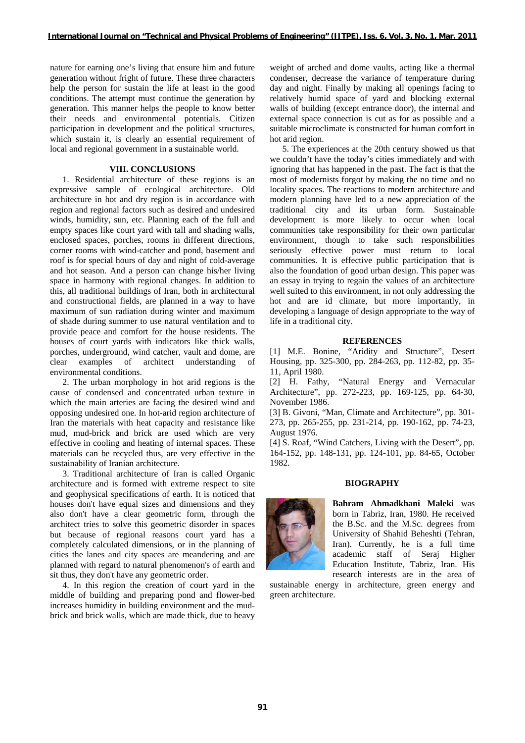nature for earning one's living that ensure him and future generation without fright of future. These three characters help the person for sustain the life at least in the good conditions. The attempt must continue the generation by generation. This manner helps the people to know better their needs and environmental potentials. Citizen participation in development and the political structures, which sustain it, is clearly an essential requirement of local and regional government in a sustainable world.

## VIII. CONCLUSIONS

1. Residential architecture of these regions is an expressive sample of ecological architecture. Old architecture in hot and dry region is in accordance with region and regional factors such as desired and undesired winds, humidity, sun, etc. Planning each of the full and empty spaces like court yard with tall and shading walls, enclosed spaces, porches, rooms in different directions, corner rooms with wind-catcher and pond, basement and roof is for special hours of day and night of cold-average and hot season. And a person can change his/her living space in harmony with regional changes. In addition to this, all traditional buildings of Iran, both in architectural and constructional fields, are planned in a way to have maximum of sun radiation during winter and maximum of shade during summer to use natural ventilation and to provide peace and comfort for the house residents. The houses of court yards with indicators like thick walls, porches, underground, wind catcher, vault and dome, are clear examples of architect understanding of environmental conditions.

2. The urban morphology in hot arid regions is the cause of condensed and concentrated urban texture in which the main arteries are facing the desired wind and opposing undesired one. In hot-arid region architecture of Iran the materials with heat capacity and resistance like mud, mud-brick and brick are used which are very effective in cooling and heating of internal spaces. These materials can be recycled thus, are very effective in the sustainability of Iranian architecture.

3. Traditional architecture of Iran is called Organic architecture and is formed with extreme respect to site and geophysical specifications of earth. It is noticed that houses don't have equal sizes and dimensions and they also don't have a clear geometric form, through the architect tries to solve this geometric disorder in spaces but because of regional reasons court yard has a completely calculated dimensions, or in the planning of cities the lanes and city spaces are meandering and are planned with regard to natural phenomenon's of earth and sit thus, they don't have any geometric order.

4. In this region the creation of court yard in the middle of building and preparing pond and flower-bed increases humidity in building environment and the mud-brick and brick walls, which are made thick, due to heavy weight of arched and dome vaults, acting like a thermal condenser, decrease the variance of temperature during day and night. Finally by making all openings facing to relatively humid space of yard and blocking external walls of building (except entrance door), the internal and external space connection is cut as for as possible and a suitable microclimate is constructed for human comfort in hot arid region.

5. The experiences at the 20th century showed us that we couldn't have the today's cities immediately and with ignoring that has happened in the past. The fact is that the most of modernists forgot by making the no time and no locality spaces. The reactions to modern architecture and modern planning have led to a new appreciation of the traditional city and its urban form. Sustainable development is more likely to occur when local communities take responsibility for their own particular environment, though to take such responsibilities seriously effective power must return to local communities. It is effective public participation that is also the foundation of good urban design. This paper was an essay in trying to regain the values of an architecture well suited to this environment, in not only addressing the hot and are id climate, but more importantly, in developing a language of design appropriate to the way of life in a traditional city.

## REFERENCES

[1] M.E. Bonine, "Aridity and Structure", Desert Housing, pp. 325-300, pp. 284-263, pp. 112-82, pp. 35-11, April 1980.

[2] H. Fathy, "Natural Energy and Vernacular Architecture", pp. 272-223, pp. 169-125, pp. 64-30, November 1986.

[3] B. Givoni, "Man, Climate and Architecture", pp. 301-273, pp. 265-255, pp. 231-214, pp. 190-162, pp. 74-23, August 1976.

[4] S. Roaf, "Wind Catchers, Living with the Desert", pp. 164-152, pp. 148-131, pp. 124-101, pp. 84-65, October 1982.

## BIOGRAPHY

**Bahram Ahmadkhani Maleki** was born in Tabriz, Iran, 1980. He received the B.Sc. and the M.Sc. degrees from University of Shahid Beheshti (Tehran, Iran). Currently, he is a full time academic staff of Seraj Higher Education Institute, Tabriz, Iran. His research interests are in the area of sustainable energy in architecture, green energy and green architecture.